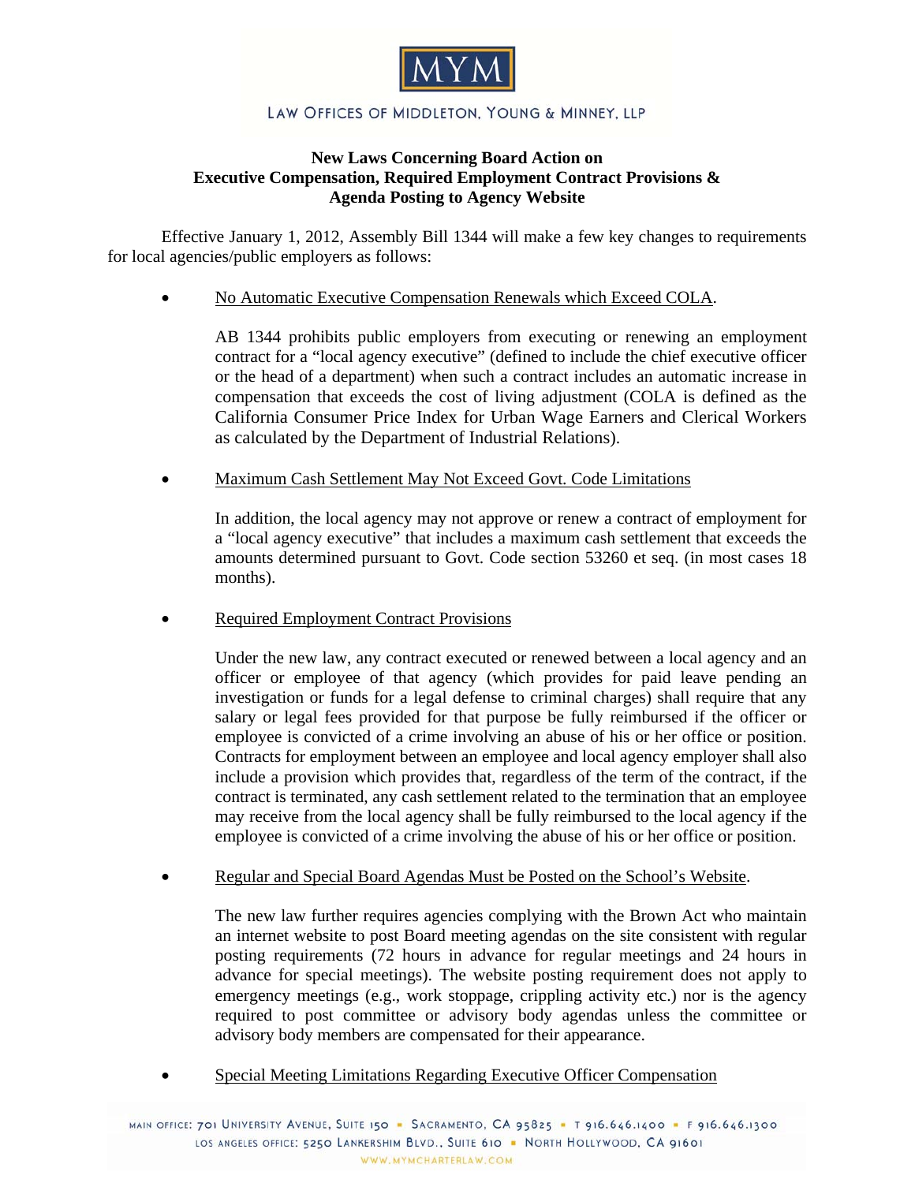MYM

LAW OFFICES OF MIDDLETON, YOUNG & MINNEY, LLP

## New Laws Concerning Board Action on Executive Compensation, Required Employment Contract Provisions & Agenda Posting to Agency Website

Effective January 1, 2012, Assembly Bill 1344 will make a few key changes to requirements for local agencies/public employers as follows:

- <u>No Automatic Executive Compensation Renewals which Exceed COLA</u>.

  AB 1344 prohibits public employers from executing or renewing an employment contract for a "local agency executive" (defined to include the chief executive officer or the head of a department) when such a contract includes an automatic increase in compensation that exceeds the cost of living adjustment (COLA is defined as the California Consumer Price Index for Urban Wage Earners and Clerical Workers as calculated by the Department of Industrial Relations).

- <u>Maximum Cash Settlement May Not Exceed Govt. Code Limitations</u>

  In addition, the local agency may not approve or renew a contract of employment for a "local agency executive" that includes a maximum cash settlement that exceeds the amounts determined pursuant to Govt. Code section 53260 et seq. (in most cases 18 months).

- <u>Required Employment Contract Provisions</u>

  Under the new law, any contract executed or renewed between a local agency and an officer or employee of that agency (which provides for paid leave pending an investigation or funds for a legal defense to criminal charges) shall require that any salary or legal fees provided for that purpose be fully reimbursed if the officer or employee is convicted of a crime involving an abuse of his or her office or position. Contracts for employment between an employee and local agency employer shall also include a provision which provides that, regardless of the term of the contract, if the contract is terminated, any cash settlement related to the termination that an employee may receive from the local agency shall be fully reimbursed to the local agency if the employee is convicted of a crime involving the abuse of his or her office or position.

- <u>Regular and Special Board Agendas Must be Posted on the School's Website</u>.

  The new law further requires agencies complying with the Brown Act who maintain an internet website to post Board meeting agendas on the site consistent with regular posting requirements (72 hours in advance for regular meetings and 24 hours in advance for special meetings). The website posting requirement does not apply to emergency meetings (e.g., work stoppage, crippling activity etc.) nor is the agency required to post committee or advisory body agendas unless the committee or advisory body members are compensated for their appearance.

- <u>Special Meeting Limitations Regarding Executive Officer Compensation</u>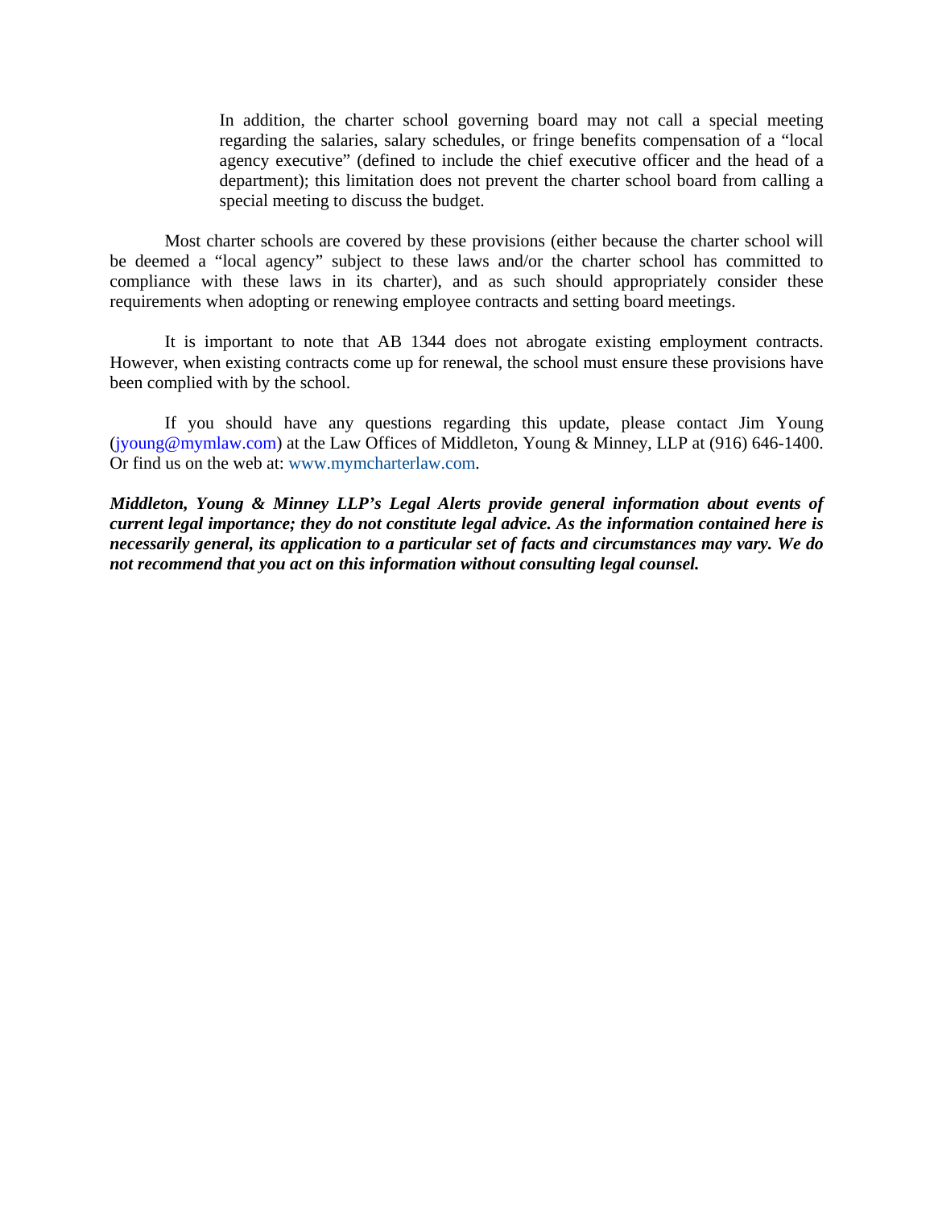> In addition, the charter school governing board may not call a special meeting regarding the salaries, salary schedules, or fringe benefits compensation of a "local agency executive" (defined to include the chief executive officer and the head of a department); this limitation does not prevent the charter school board from calling a special meeting to discuss the budget.

Most charter schools are covered by these provisions (either because the charter school will be deemed a "local agency" subject to these laws and/or the charter school has committed to compliance with these laws in its charter), and as such should appropriately consider these requirements when adopting or renewing employee contracts and setting board meetings.

It is important to note that AB 1344 does not abrogate existing employment contracts. However, when existing contracts come up for renewal, the school must ensure these provisions have been complied with by the school.

If you should have any questions regarding this update, please contact Jim Young (jyoung@mymlaw.com) at the Law Offices of Middleton, Young & Minney, LLP at (916) 646-1400. Or find us on the web at: www.mymcharterlaw.com.

***Middleton, Young & Minney LLP's Legal Alerts provide general information about events of current legal importance; they do not constitute legal advice. As the information contained here is necessarily general, its application to a particular set of facts and circumstances may vary. We do not recommend that you act on this information without consulting legal counsel.***